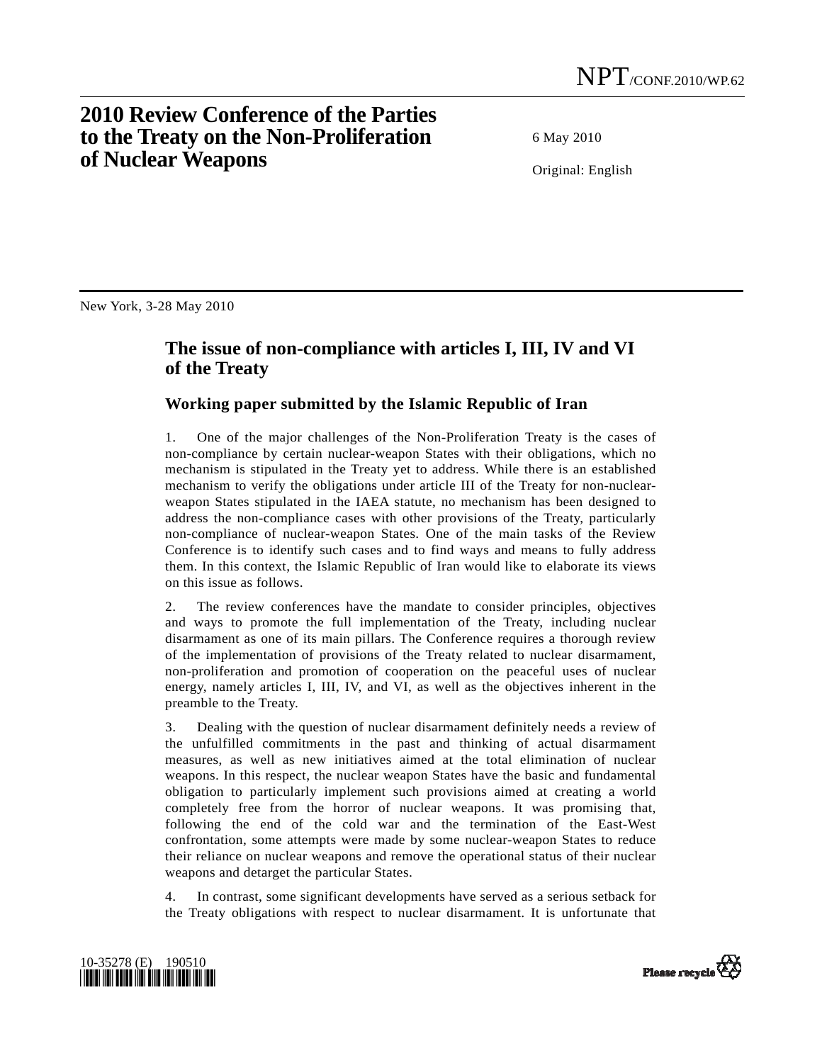NPT/CONF.2010/WP.62

# 2010 Review Conference of the Parties to the Treaty on the Non-Proliferation of Nuclear Weapons

6 May 2010

Original: English

New York, 3-28 May 2010

## The issue of non-compliance with articles I, III, IV and VI of the Treaty

### Working paper submitted by the Islamic Republic of Iran

1. One of the major challenges of the Non-Proliferation Treaty is the cases of non-compliance by certain nuclear-weapon States with their obligations, which no mechanism is stipulated in the Treaty yet to address. While there is an established mechanism to verify the obligations under article III of the Treaty for non-nuclear-weapon States stipulated in the IAEA statute, no mechanism has been designed to address the non-compliance cases with other provisions of the Treaty, particularly non-compliance of nuclear-weapon States. One of the main tasks of the Review Conference is to identify such cases and to find ways and means to fully address them. In this context, the Islamic Republic of Iran would like to elaborate its views on this issue as follows.

2. The review conferences have the mandate to consider principles, objectives and ways to promote the full implementation of the Treaty, including nuclear disarmament as one of its main pillars. The Conference requires a thorough review of the implementation of provisions of the Treaty related to nuclear disarmament, non-proliferation and promotion of cooperation on the peaceful uses of nuclear energy, namely articles I, III, IV, and VI, as well as the objectives inherent in the preamble to the Treaty.

3. Dealing with the question of nuclear disarmament definitely needs a review of the unfulfilled commitments in the past and thinking of actual disarmament measures, as well as new initiatives aimed at the total elimination of nuclear weapons. In this respect, the nuclear weapon States have the basic and fundamental obligation to particularly implement such provisions aimed at creating a world completely free from the horror of nuclear weapons. It was promising that, following the end of the cold war and the termination of the East-West confrontation, some attempts were made by some nuclear-weapon States to reduce their reliance on nuclear weapons and remove the operational status of their nuclear weapons and detarget the particular States.

4. In contrast, some significant developments have served as a serious setback for the Treaty obligations with respect to nuclear disarmament. It is unfortunate that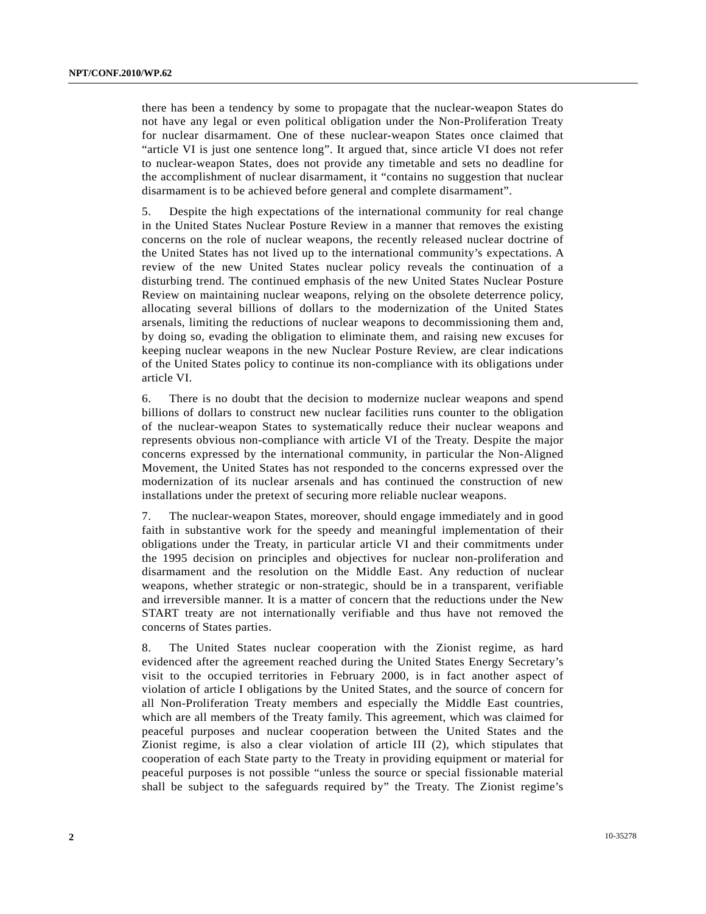there has been a tendency by some to propagate that the nuclear-weapon States do not have any legal or even political obligation under the Non-Proliferation Treaty for nuclear disarmament. One of these nuclear-weapon States once claimed that "article VI is just one sentence long". It argued that, since article VI does not refer to nuclear-weapon States, does not provide any timetable and sets no deadline for the accomplishment of nuclear disarmament, it "contains no suggestion that nuclear disarmament is to be achieved before general and complete disarmament".

5. Despite the high expectations of the international community for real change in the United States Nuclear Posture Review in a manner that removes the existing concerns on the role of nuclear weapons, the recently released nuclear doctrine of the United States has not lived up to the international community's expectations. A review of the new United States nuclear policy reveals the continuation of a disturbing trend. The continued emphasis of the new United States Nuclear Posture Review on maintaining nuclear weapons, relying on the obsolete deterrence policy, allocating several billions of dollars to the modernization of the United States arsenals, limiting the reductions of nuclear weapons to decommissioning them and, by doing so, evading the obligation to eliminate them, and raising new excuses for keeping nuclear weapons in the new Nuclear Posture Review, are clear indications of the United States policy to continue its non-compliance with its obligations under article VI.

6. There is no doubt that the decision to modernize nuclear weapons and spend billions of dollars to construct new nuclear facilities runs counter to the obligation of the nuclear-weapon States to systematically reduce their nuclear weapons and represents obvious non-compliance with article VI of the Treaty. Despite the major concerns expressed by the international community, in particular the Non-Aligned Movement, the United States has not responded to the concerns expressed over the modernization of its nuclear arsenals and has continued the construction of new installations under the pretext of securing more reliable nuclear weapons.

7. The nuclear-weapon States, moreover, should engage immediately and in good faith in substantive work for the speedy and meaningful implementation of their obligations under the Treaty, in particular article VI and their commitments under the 1995 decision on principles and objectives for nuclear non-proliferation and disarmament and the resolution on the Middle East. Any reduction of nuclear weapons, whether strategic or non-strategic, should be in a transparent, verifiable and irreversible manner. It is a matter of concern that the reductions under the New START treaty are not internationally verifiable and thus have not removed the concerns of States parties.

8. The United States nuclear cooperation with the Zionist regime, as hard evidenced after the agreement reached during the United States Energy Secretary's visit to the occupied territories in February 2000, is in fact another aspect of violation of article I obligations by the United States, and the source of concern for all Non-Proliferation Treaty members and especially the Middle East countries, which are all members of the Treaty family. This agreement, which was claimed for peaceful purposes and nuclear cooperation between the United States and the Zionist regime, is also a clear violation of article III (2), which stipulates that cooperation of each State party to the Treaty in providing equipment or material for peaceful purposes is not possible "unless the source or special fissionable material shall be subject to the safeguards required by" the Treaty. The Zionist regime's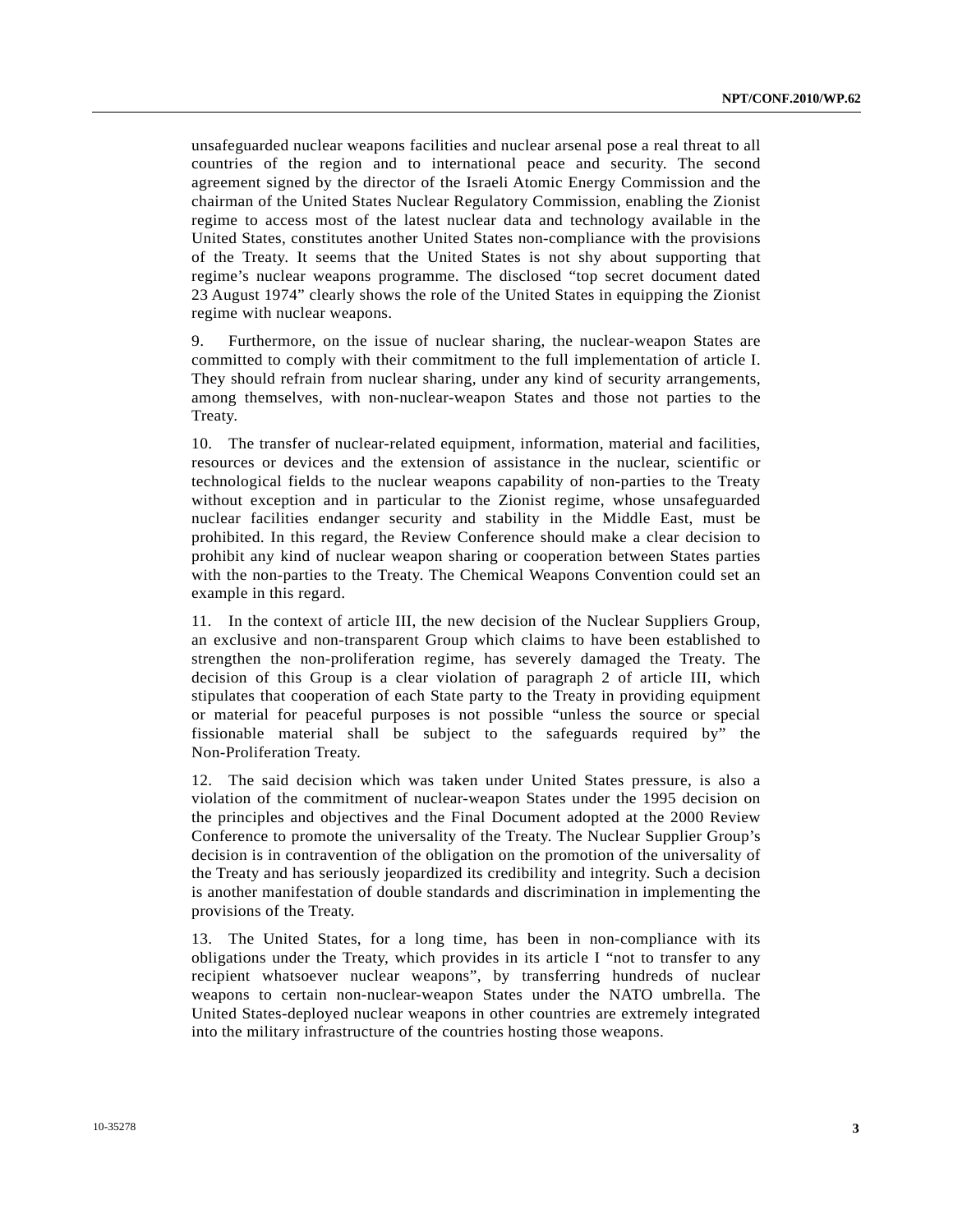unsafeguarded nuclear weapons facilities and nuclear arsenal pose a real threat to all countries of the region and to international peace and security. The second agreement signed by the director of the Israeli Atomic Energy Commission and the chairman of the United States Nuclear Regulatory Commission, enabling the Zionist regime to access most of the latest nuclear data and technology available in the United States, constitutes another United States non-compliance with the provisions of the Treaty. It seems that the United States is not shy about supporting that regime's nuclear weapons programme. The disclosed "top secret document dated 23 August 1974" clearly shows the role of the United States in equipping the Zionist regime with nuclear weapons.

9. Furthermore, on the issue of nuclear sharing, the nuclear-weapon States are committed to comply with their commitment to the full implementation of article I. They should refrain from nuclear sharing, under any kind of security arrangements, among themselves, with non-nuclear-weapon States and those not parties to the Treaty.

10. The transfer of nuclear-related equipment, information, material and facilities, resources or devices and the extension of assistance in the nuclear, scientific or technological fields to the nuclear weapons capability of non-parties to the Treaty without exception and in particular to the Zionist regime, whose unsafeguarded nuclear facilities endanger security and stability in the Middle East, must be prohibited. In this regard, the Review Conference should make a clear decision to prohibit any kind of nuclear weapon sharing or cooperation between States parties with the non-parties to the Treaty. The Chemical Weapons Convention could set an example in this regard.

11. In the context of article III, the new decision of the Nuclear Suppliers Group, an exclusive and non-transparent Group which claims to have been established to strengthen the non-proliferation regime, has severely damaged the Treaty. The decision of this Group is a clear violation of paragraph 2 of article III, which stipulates that cooperation of each State party to the Treaty in providing equipment or material for peaceful purposes is not possible "unless the source or special fissionable material shall be subject to the safeguards required by" the Non-Proliferation Treaty.

12. The said decision which was taken under United States pressure, is also a violation of the commitment of nuclear-weapon States under the 1995 decision on the principles and objectives and the Final Document adopted at the 2000 Review Conference to promote the universality of the Treaty. The Nuclear Supplier Group's decision is in contravention of the obligation on the promotion of the universality of the Treaty and has seriously jeopardized its credibility and integrity. Such a decision is another manifestation of double standards and discrimination in implementing the provisions of the Treaty.

13. The United States, for a long time, has been in non-compliance with its obligations under the Treaty, which provides in its article I "not to transfer to any recipient whatsoever nuclear weapons", by transferring hundreds of nuclear weapons to certain non-nuclear-weapon States under the NATO umbrella. The United States-deployed nuclear weapons in other countries are extremely integrated into the military infrastructure of the countries hosting those weapons.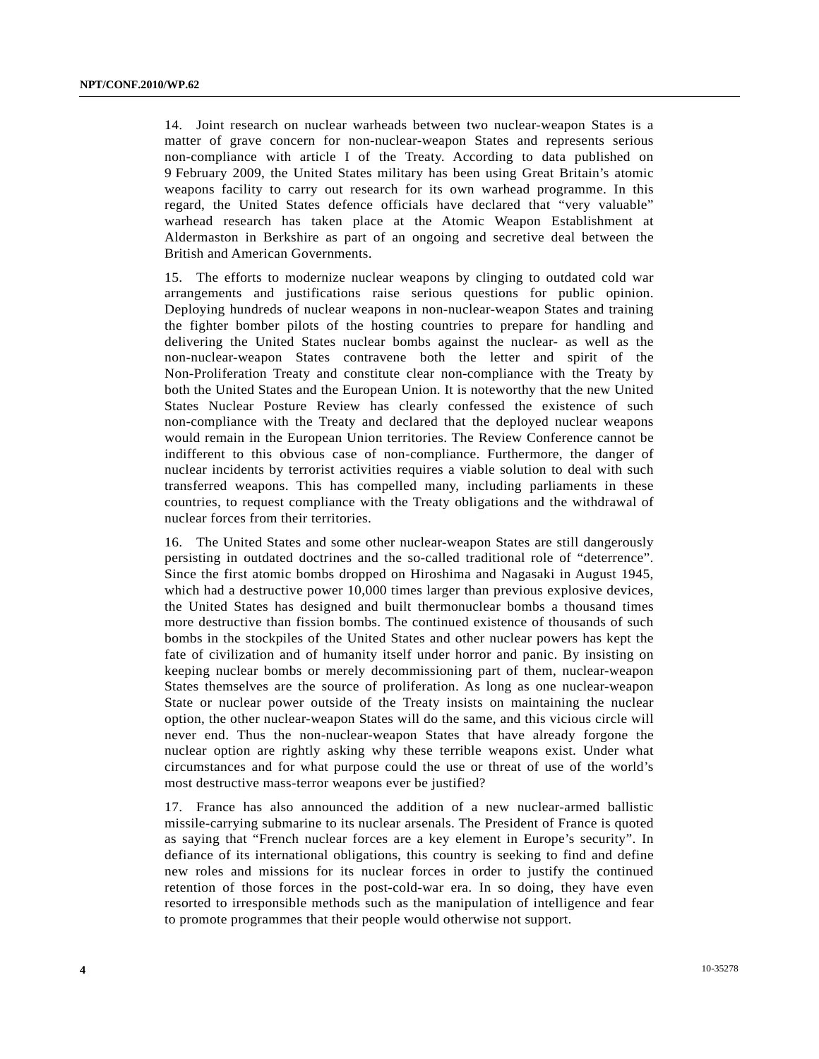14. Joint research on nuclear warheads between two nuclear-weapon States is a matter of grave concern for non-nuclear-weapon States and represents serious non-compliance with article I of the Treaty. According to data published on 9 February 2009, the United States military has been using Great Britain's atomic weapons facility to carry out research for its own warhead programme. In this regard, the United States defence officials have declared that "very valuable" warhead research has taken place at the Atomic Weapon Establishment at Aldermaston in Berkshire as part of an ongoing and secretive deal between the British and American Governments.

15. The efforts to modernize nuclear weapons by clinging to outdated cold war arrangements and justifications raise serious questions for public opinion. Deploying hundreds of nuclear weapons in non-nuclear-weapon States and training the fighter bomber pilots of the hosting countries to prepare for handling and delivering the United States nuclear bombs against the nuclear- as well as the non-nuclear-weapon States contravene both the letter and spirit of the Non-Proliferation Treaty and constitute clear non-compliance with the Treaty by both the United States and the European Union. It is noteworthy that the new United States Nuclear Posture Review has clearly confessed the existence of such non-compliance with the Treaty and declared that the deployed nuclear weapons would remain in the European Union territories. The Review Conference cannot be indifferent to this obvious case of non-compliance. Furthermore, the danger of nuclear incidents by terrorist activities requires a viable solution to deal with such transferred weapons. This has compelled many, including parliaments in these countries, to request compliance with the Treaty obligations and the withdrawal of nuclear forces from their territories.

16. The United States and some other nuclear-weapon States are still dangerously persisting in outdated doctrines and the so-called traditional role of "deterrence". Since the first atomic bombs dropped on Hiroshima and Nagasaki in August 1945, which had a destructive power 10,000 times larger than previous explosive devices, the United States has designed and built thermonuclear bombs a thousand times more destructive than fission bombs. The continued existence of thousands of such bombs in the stockpiles of the United States and other nuclear powers has kept the fate of civilization and of humanity itself under horror and panic. By insisting on keeping nuclear bombs or merely decommissioning part of them, nuclear-weapon States themselves are the source of proliferation. As long as one nuclear-weapon State or nuclear power outside of the Treaty insists on maintaining the nuclear option, the other nuclear-weapon States will do the same, and this vicious circle will never end. Thus the non-nuclear-weapon States that have already forgone the nuclear option are rightly asking why these terrible weapons exist. Under what circumstances and for what purpose could the use or threat of use of the world's most destructive mass-terror weapons ever be justified?

17. France has also announced the addition of a new nuclear-armed ballistic missile-carrying submarine to its nuclear arsenals. The President of France is quoted as saying that "French nuclear forces are a key element in Europe's security". In defiance of its international obligations, this country is seeking to find and define new roles and missions for its nuclear forces in order to justify the continued retention of those forces in the post-cold-war era. In so doing, they have even resorted to irresponsible methods such as the manipulation of intelligence and fear to promote programmes that their people would otherwise not support.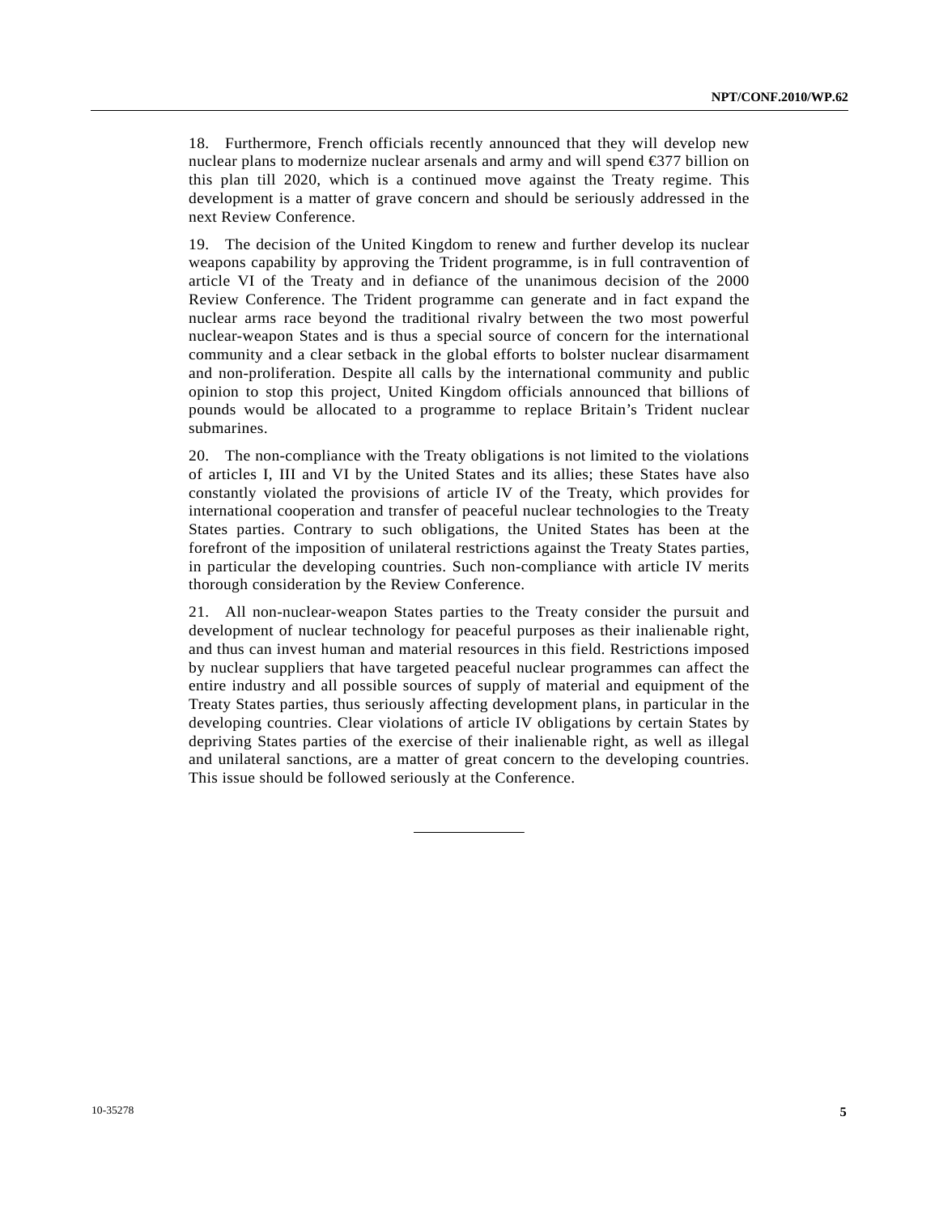18. Furthermore, French officials recently announced that they will develop new nuclear plans to modernize nuclear arsenals and army and will spend €377 billion on this plan till 2020, which is a continued move against the Treaty regime. This development is a matter of grave concern and should be seriously addressed in the next Review Conference.

19. The decision of the United Kingdom to renew and further develop its nuclear weapons capability by approving the Trident programme, is in full contravention of article VI of the Treaty and in defiance of the unanimous decision of the 2000 Review Conference. The Trident programme can generate and in fact expand the nuclear arms race beyond the traditional rivalry between the two most powerful nuclear-weapon States and is thus a special source of concern for the international community and a clear setback in the global efforts to bolster nuclear disarmament and non-proliferation. Despite all calls by the international community and public opinion to stop this project, United Kingdom officials announced that billions of pounds would be allocated to a programme to replace Britain's Trident nuclear submarines.

20. The non-compliance with the Treaty obligations is not limited to the violations of articles I, III and VI by the United States and its allies; these States have also constantly violated the provisions of article IV of the Treaty, which provides for international cooperation and transfer of peaceful nuclear technologies to the Treaty States parties. Contrary to such obligations, the United States has been at the forefront of the imposition of unilateral restrictions against the Treaty States parties, in particular the developing countries. Such non-compliance with article IV merits thorough consideration by the Review Conference.

21. All non-nuclear-weapon States parties to the Treaty consider the pursuit and development of nuclear technology for peaceful purposes as their inalienable right, and thus can invest human and material resources in this field. Restrictions imposed by nuclear suppliers that have targeted peaceful nuclear programmes can affect the entire industry and all possible sources of supply of material and equipment of the Treaty States parties, thus seriously affecting development plans, in particular in the developing countries. Clear violations of article IV obligations by certain States by depriving States parties of the exercise of their inalienable right, as well as illegal and unilateral sanctions, are a matter of great concern to the developing countries. This issue should be followed seriously at the Conference.